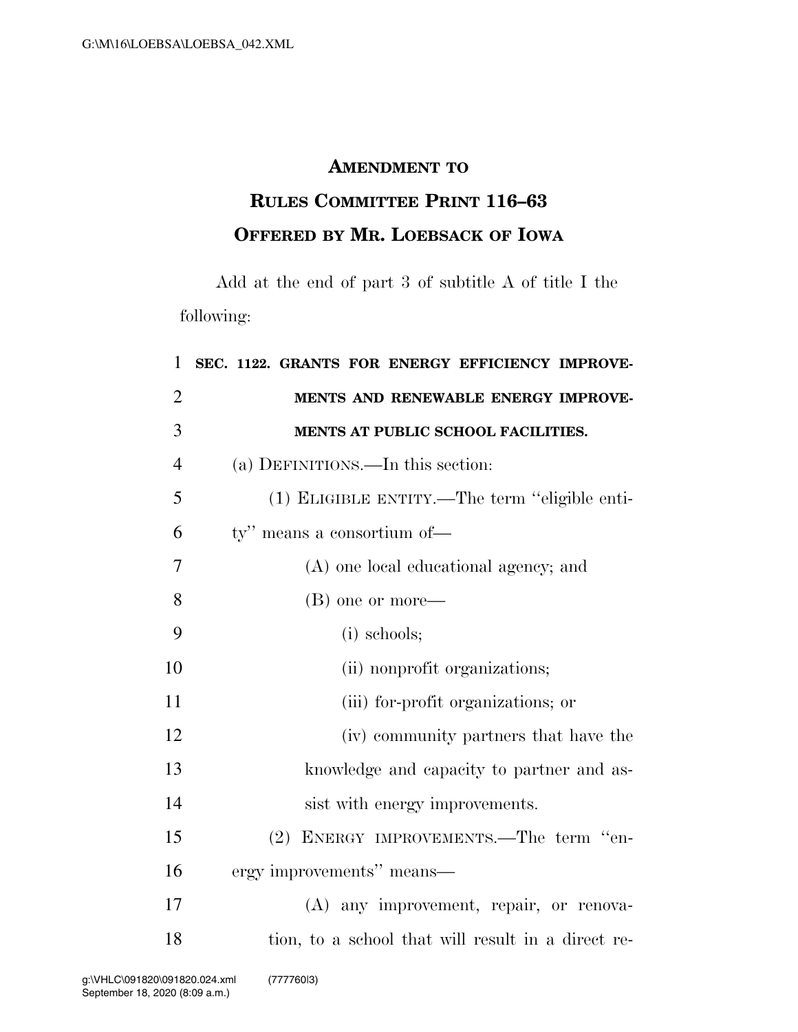## AMENDMENT TO RULES COMMITTEE PRINT 116–63 OFFERED BY MR. LOEBSACK OF IOWA

Add at the end of part 3 of subtitle A of title I the following:

**SEC. 1122. GRANTS FOR ENERGY EFFICIENCY IMPROVEMENTS AND RENEWABLE ENERGY IMPROVEMENTS AT PUBLIC SCHOOL FACILITIES.**

(a) DEFINITIONS.—In this section:

(1) ELIGIBLE ENTITY.—The term "eligible entity" means a consortium of—

(A) one local educational agency; and

(B) one or more—

(i) schools;

(ii) nonprofit organizations;

(iii) for-profit organizations; or

(iv) community partners that have the knowledge and capacity to partner and assist with energy improvements.

(2) ENERGY IMPROVEMENTS.—The term "energy improvements" means—

(A) any improvement, repair, or renovation, to a school that will result in a direct re-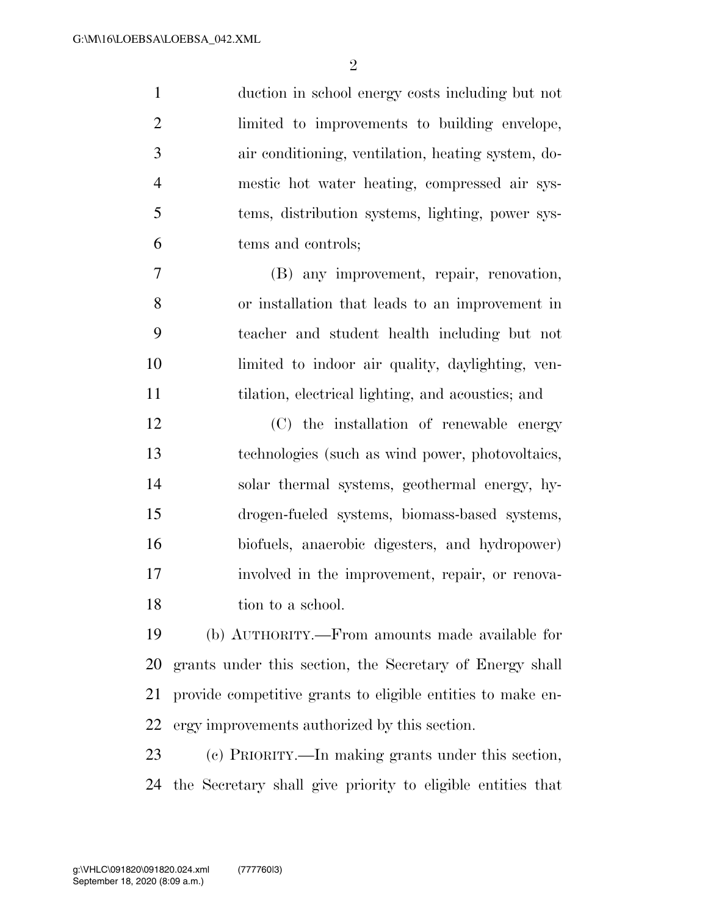duction in school energy costs including but not limited to improvements to building envelope, air conditioning, ventilation, heating system, domestic hot water heating, compressed air systems, distribution systems, lighting, power systems and controls;

(B) any improvement, repair, renovation, or installation that leads to an improvement in teacher and student health including but not limited to indoor air quality, daylighting, ventilation, electrical lighting, and acoustics; and

(C) the installation of renewable energy technologies (such as wind power, photovoltaics, solar thermal systems, geothermal energy, hydrogen-fueled systems, biomass-based systems, biofuels, anaerobic digesters, and hydropower) involved in the improvement, repair, or renovation to a school.

(b) AUTHORITY.—From amounts made available for grants under this section, the Secretary of Energy shall provide competitive grants to eligible entities to make energy improvements authorized by this section.

(c) PRIORITY.—In making grants under this section, the Secretary shall give priority to eligible entities that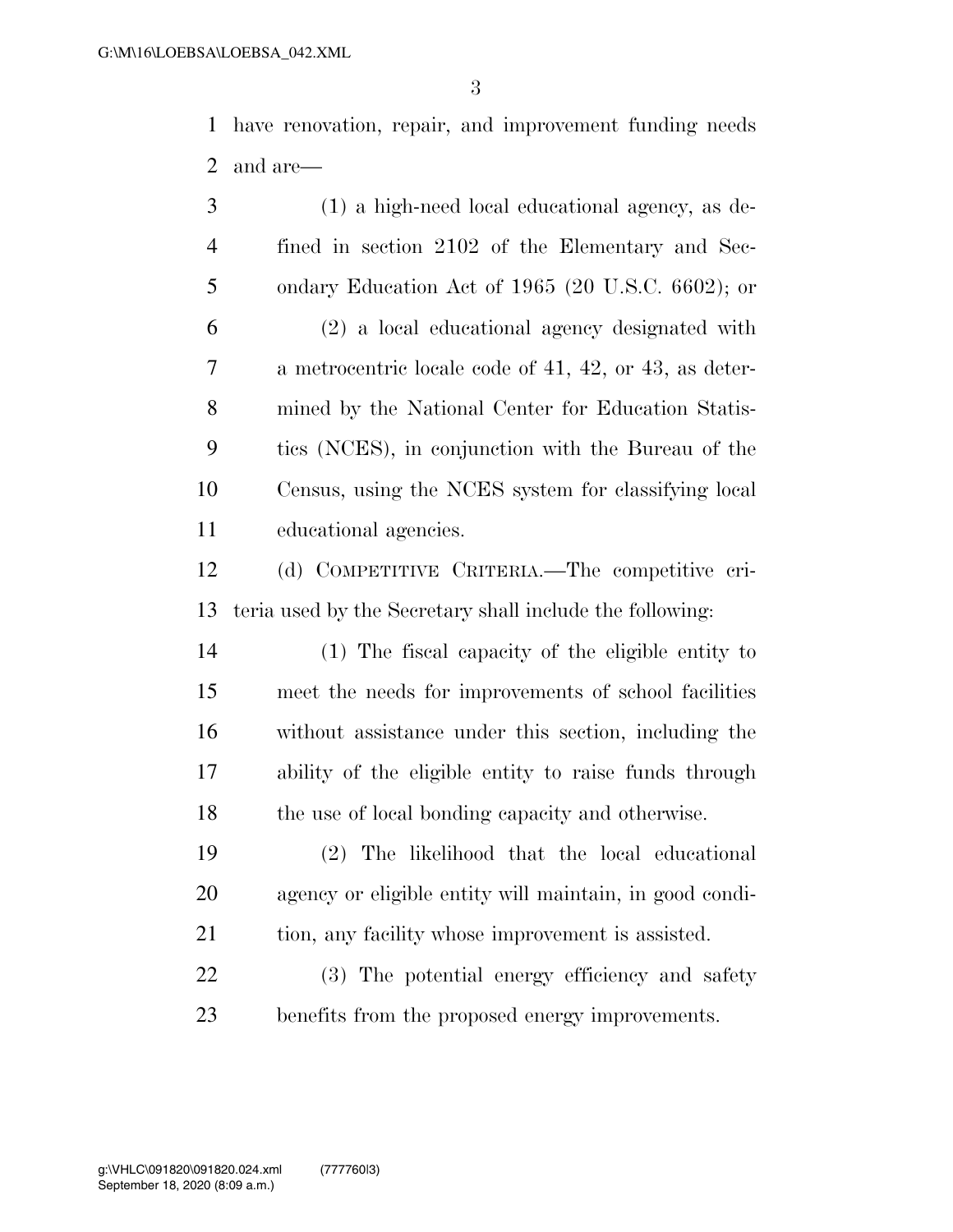have renovation, repair, and improvement funding needs and are—

(1) a high-need local educational agency, as defined in section 2102 of the Elementary and Secondary Education Act of 1965 (20 U.S.C. 6602); or

(2) a local educational agency designated with a metrocentric locale code of 41, 42, or 43, as determined by the National Center for Education Statistics (NCES), in conjunction with the Bureau of the Census, using the NCES system for classifying local educational agencies.

(d) COMPETITIVE CRITERIA.—The competitive criteria used by the Secretary shall include the following:

(1) The fiscal capacity of the eligible entity to meet the needs for improvements of school facilities without assistance under this section, including the ability of the eligible entity to raise funds through the use of local bonding capacity and otherwise.

(2) The likelihood that the local educational agency or eligible entity will maintain, in good condition, any facility whose improvement is assisted.

(3) The potential energy efficiency and safety benefits from the proposed energy improvements.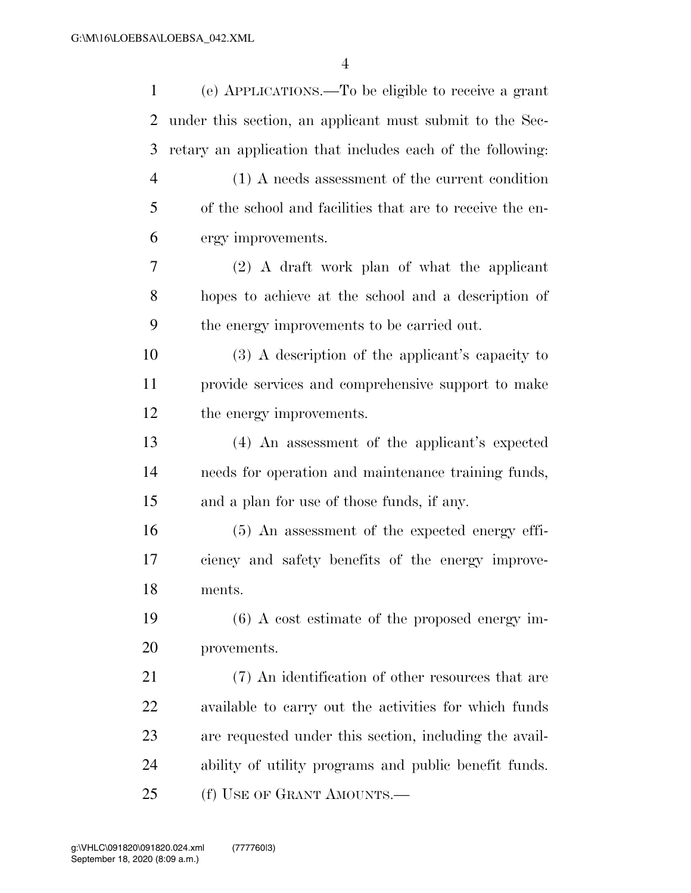(e) APPLICATIONS.—To be eligible to receive a grant under this section, an applicant must submit to the Secretary an application that includes each of the following:

(1) A needs assessment of the current condition of the school and facilities that are to receive the energy improvements.

(2) A draft work plan of what the applicant hopes to achieve at the school and a description of the energy improvements to be carried out.

(3) A description of the applicant's capacity to provide services and comprehensive support to make the energy improvements.

(4) An assessment of the applicant's expected needs for operation and maintenance training funds, and a plan for use of those funds, if any.

(5) An assessment of the expected energy efficiency and safety benefits of the energy improvements.

(6) A cost estimate of the proposed energy improvements.

(7) An identification of other resources that are available to carry out the activities for which funds are requested under this section, including the availability of utility programs and public benefit funds.

(f) USE OF GRANT AMOUNTS.—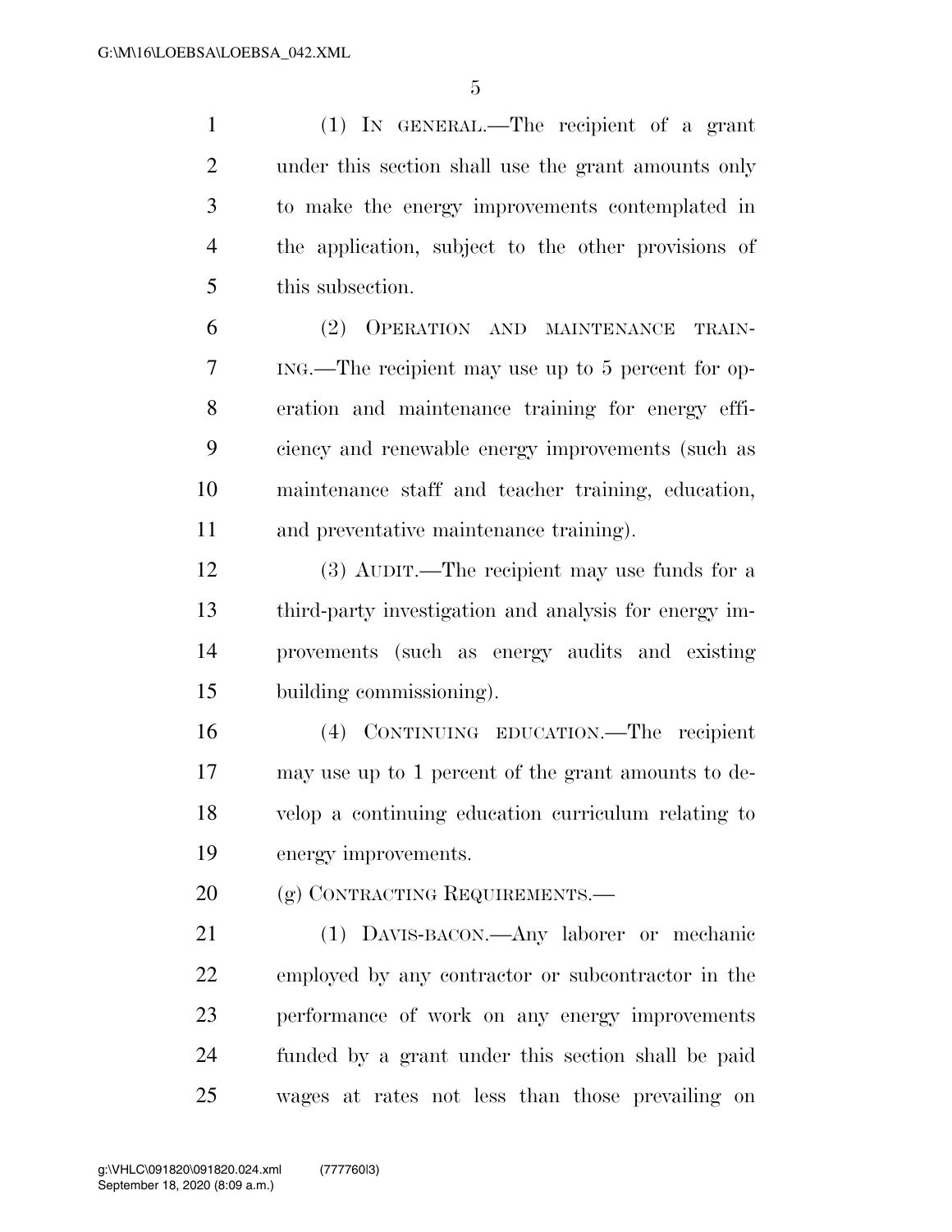(1) IN GENERAL.—The recipient of a grant under this section shall use the grant amounts only to make the energy improvements contemplated in the application, subject to the other provisions of this subsection.

(2) OPERATION AND MAINTENANCE TRAINING.—The recipient may use up to 5 percent for operation and maintenance training for energy efficiency and renewable energy improvements (such as maintenance staff and teacher training, education, and preventative maintenance training).

(3) AUDIT.—The recipient may use funds for a third-party investigation and analysis for energy improvements (such as energy audits and existing building commissioning).

(4) CONTINUING EDUCATION.—The recipient may use up to 1 percent of the grant amounts to develop a continuing education curriculum relating to energy improvements.

(g) CONTRACTING REQUIREMENTS.—

(1) DAVIS-BACON.—Any laborer or mechanic employed by any contractor or subcontractor in the performance of work on any energy improvements funded by a grant under this section shall be paid wages at rates not less than those prevailing on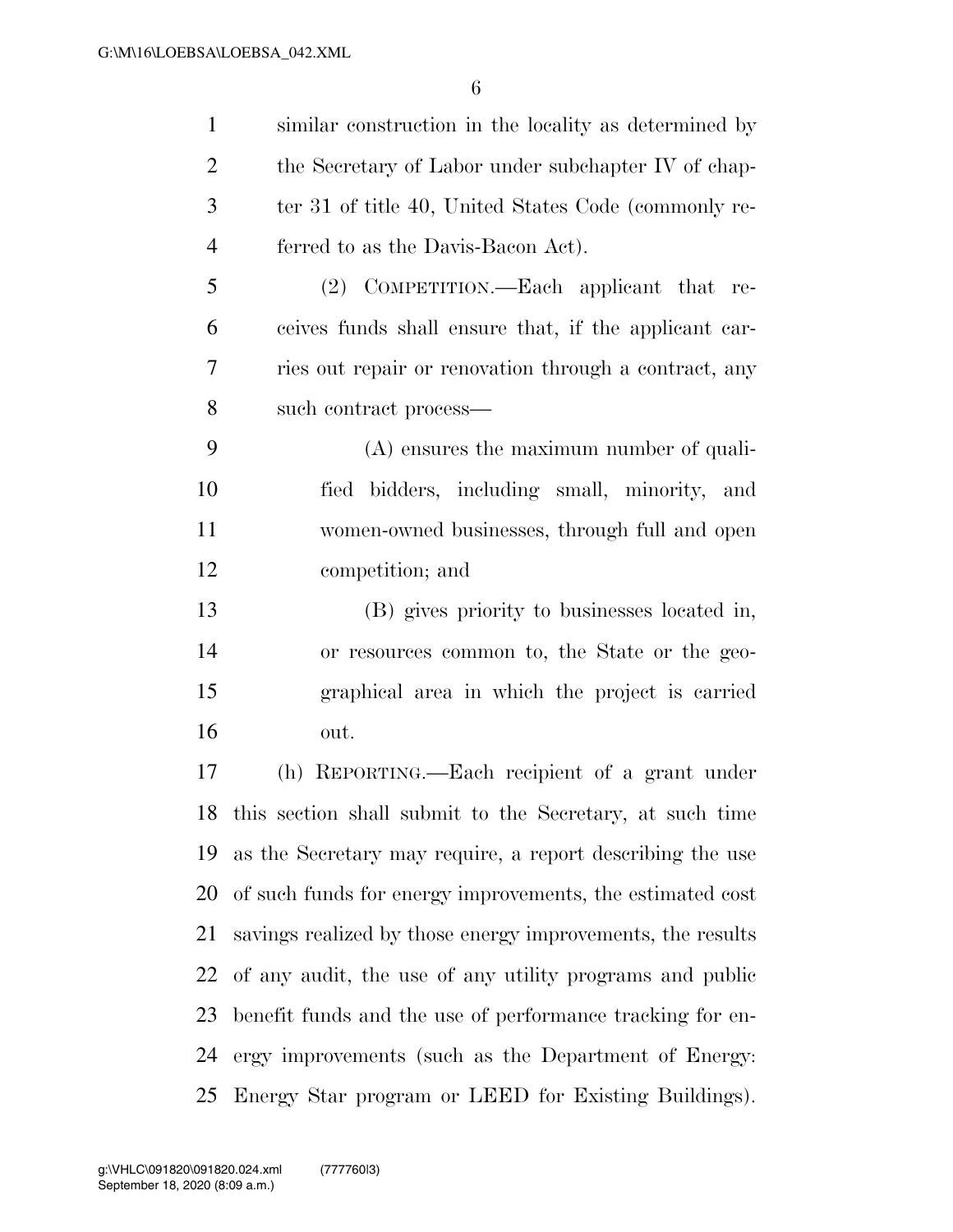similar construction in the locality as determined by the Secretary of Labor under subchapter IV of chapter 31 of title 40, United States Code (commonly referred to as the Davis-Bacon Act).

(2) COMPETITION.—Each applicant that receives funds shall ensure that, if the applicant carries out repair or renovation through a contract, any such contract process—

(A) ensures the maximum number of qualified bidders, including small, minority, and women-owned businesses, through full and open competition; and

(B) gives priority to businesses located in, or resources common to, the State or the geographical area in which the project is carried out.

(h) REPORTING.—Each recipient of a grant under this section shall submit to the Secretary, at such time as the Secretary may require, a report describing the use of such funds for energy improvements, the estimated cost savings realized by those energy improvements, the results of any audit, the use of any utility programs and public benefit funds and the use of performance tracking for energy improvements (such as the Department of Energy: Energy Star program or LEED for Existing Buildings).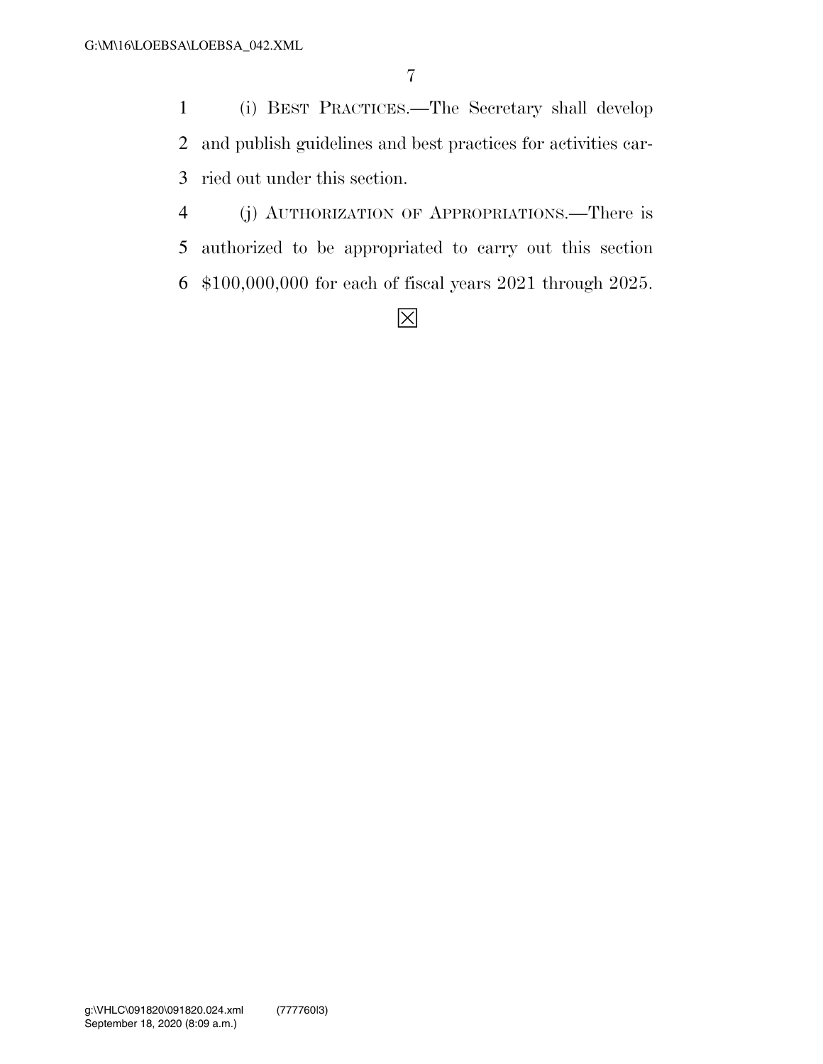(i) BEST PRACTICES.—The Secretary shall develop and publish guidelines and best practices for activities carried out under this section.

(j) AUTHORIZATION OF APPROPRIATIONS.—There is authorized to be appropriated to carry out this section $100,000,000 for each of fiscal years 2021 through 2025.